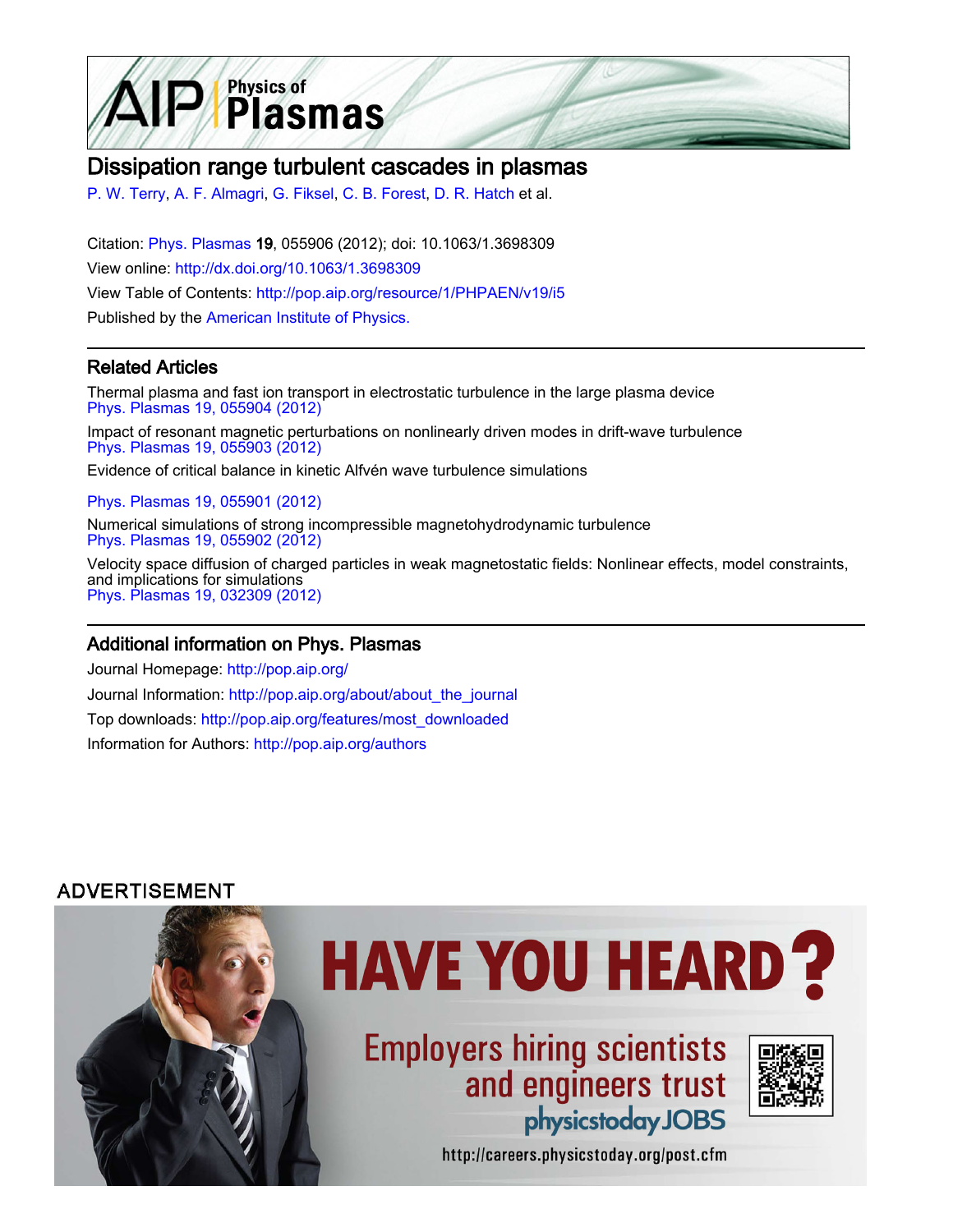# Dissipation range turbulent cascades in plasmas

P. W. Terry, A. F. Almagri, G. Fiksel, C. B. Forest, D. R. Hatch et al.

Citation: Phys. Plasmas **19**, 055906 (2012); doi: 10.1063/1.3698309
View online: http://dx.doi.org/10.1063/1.3698309
View Table of Contents: http://pop.aip.org/resource/1/PHPAEN/v19/i5
Published by the American Institute of Physics.

## Related Articles

Thermal plasma and fast ion transport in electrostatic turbulence in the large plasma device
Phys. Plasmas 19, 055904 (2012)

Impact of resonant magnetic perturbations on nonlinearly driven modes in drift-wave turbulence
Phys. Plasmas 19, 055903 (2012)

Evidence of critical balance in kinetic Alfvén wave turbulence simulations
Phys. Plasmas 19, 055901 (2012)

Numerical simulations of strong incompressible magnetohydrodynamic turbulence
Phys. Plasmas 19, 055902 (2012)

Velocity space diffusion of charged particles in weak magnetostatic fields: Nonlinear effects, model constraints, and implications for simulations
Phys. Plasmas 19, 032309 (2012)

## Additional information on Phys. Plasmas

Journal Homepage: http://pop.aip.org/
Journal Information: http://pop.aip.org/about/about_the_journal
Top downloads: http://pop.aip.org/features/most_downloaded
Information for Authors: http://pop.aip.org/authors

ADVERTISEMENT

HAVE YOU HEARD?

Employers hiring scientists and engineers trust physicstoday JOBS

http://careers.physicstoday.org/post.cfm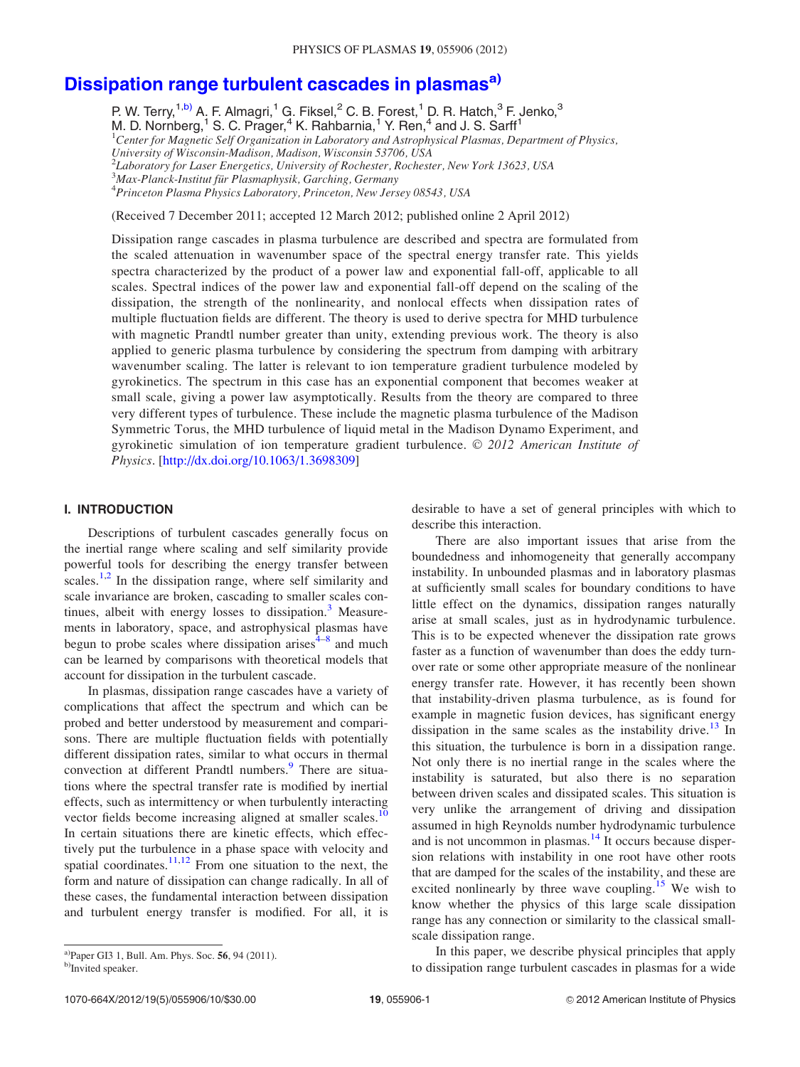# Dissipation range turbulent cascades in plasmas[a)]

P. W. Terry,[1,b)] A. F. Almagri,[1] G. Fiksel,[2] C. B. Forest,[1] D. R. Hatch,[3] F. Jenko,[3] M. D. Nornberg,[1] S. C. Prager,[4] K. Rahbarnia,[1] Y. Ren,[4] and J. S. Sarff[1]

[1]*Center for Magnetic Self Organization in Laboratory and Astrophysical Plasmas, Department of Physics, University of Wisconsin-Madison, Madison, Wisconsin 53706, USA*
[2]*Laboratory for Laser Energetics, University of Rochester, Rochester, New York 13623, USA*
[3]*Max-Planck-Institut für Plasmaphysik, Garching, Germany*
[4]*Princeton Plasma Physics Laboratory, Princeton, New Jersey 08543, USA*

(Received 7 December 2011; accepted 12 March 2012; published online 2 April 2012)

Dissipation range cascades in plasma turbulence are described and spectra are formulated from the scaled attenuation in wavenumber space of the spectral energy transfer rate. This yields spectra characterized by the product of a power law and exponential fall-off, applicable to all scales. Spectral indices of the power law and exponential fall-off depend on the scaling of the dissipation, the strength of the nonlinearity, and nonlocal effects when dissipation rates of multiple fluctuation fields are different. The theory is used to derive spectra for MHD turbulence with magnetic Prandtl number greater than unity, extending previous work. The theory is also applied to generic plasma turbulence by considering the spectrum from damping with arbitrary wavenumber scaling. The latter is relevant to ion temperature gradient turbulence modeled by gyrokinetics. The spectrum in this case has an exponential component that becomes weaker at small scale, giving a power law asymptotically. Results from the theory are compared to three very different types of turbulence. These include the magnetic plasma turbulence of the Madison Symmetric Torus, the MHD turbulence of liquid metal in the Madison Dynamo Experiment, and gyrokinetic simulation of ion temperature gradient turbulence. © *2012 American Institute of Physics*. [http://dx.doi.org/10.1063/1.3698309]

## I. INTRODUCTION

Descriptions of turbulent cascades generally focus on the inertial range where scaling and self similarity provide powerful tools for describing the energy transfer between scales.[1,2] In the dissipation range, where self similarity and scale invariance are broken, cascading to smaller scales continues, albeit with energy losses to dissipation.[3] Measurements in laboratory, space, and astrophysical plasmas have begun to probe scales where dissipation arises[4–8] and much can be learned by comparisons with theoretical models that account for dissipation in the turbulent cascade.

In plasmas, dissipation range cascades have a variety of complications that affect the spectrum and which can be probed and better understood by measurement and comparisons. There are multiple fluctuation fields with potentially different dissipation rates, similar to what occurs in thermal convection at different Prandtl numbers.[9] There are situations where the spectral transfer rate is modified by inertial effects, such as intermittency or when turbulently interacting vector fields become increasing aligned at smaller scales.[10] In certain situations there are kinetic effects, which effectively put the turbulence in a phase space with velocity and spatial coordinates.[11,12] From one situation to the next, the form and nature of dissipation can change radically. In all of these cases, the fundamental interaction between dissipation and turbulent energy transfer is modified. For all, it is desirable to have a set of general principles with which to describe this interaction.

There are also important issues that arise from the boundedness and inhomogeneity that generally accompany instability. In unbounded plasmas and in laboratory plasmas at sufficiently small scales for boundary conditions to have little effect on the dynamics, dissipation ranges naturally arise at small scales, just as in hydrodynamic turbulence. This is to be expected whenever the dissipation rate grows faster as a function of wavenumber than does the eddy turnover rate or some other appropriate measure of the nonlinear energy transfer rate. However, it has recently been shown that instability-driven plasma turbulence, as is found for example in magnetic fusion devices, has significant energy dissipation in the same scales as the instability drive.[13] In this situation, the turbulence is born in a dissipation range. Not only there is no inertial range in the scales where the instability is saturated, but also there is no separation between driven scales and dissipated scales. This situation is very unlike the arrangement of driving and dissipation assumed in high Reynolds number hydrodynamic turbulence and is not uncommon in plasmas.[14] It occurs because dispersion relations with instability in one root have other roots that are damped for the scales of the instability, and these are excited nonlinearly by three wave coupling.[15] We wish to know whether the physics of this large scale dissipation range has any connection or similarity to the classical small-scale dissipation range.

In this paper, we describe physical principles that apply to dissipation range turbulent cascades in plasmas for a wide

---

a)Paper GI3 1, Bull. Am. Phys. Soc. **56**, 94 (2011).
b)Invited speaker.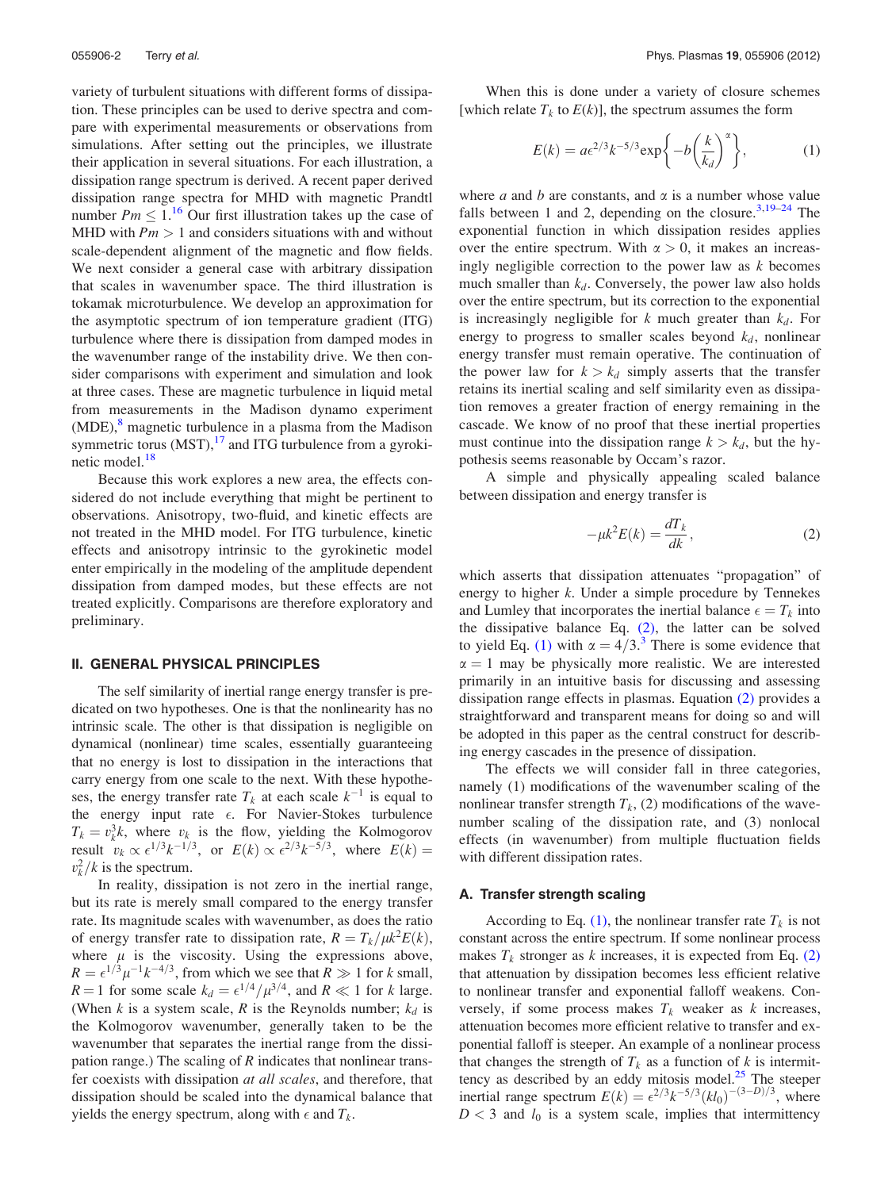variety of turbulent situations with different forms of dissipation. These principles can be used to derive spectra and compare with experimental measurements or observations from simulations. After setting out the principles, we illustrate their application in several situations. For each illustration, a dissipation range spectrum is derived. A recent paper derived dissipation range spectra for MHD with magnetic Prandtl number $Pm \leq 1$.[16] Our first illustration takes up the case of MHD with $Pm > 1$ and considers situations with and without scale-dependent alignment of the magnetic and flow fields. We next consider a general case with arbitrary dissipation that scales in wavenumber space. The third illustration is tokamak microturbulence. We develop an approximation for the asymptotic spectrum of ion temperature gradient (ITG) turbulence where there is dissipation from damped modes in the wavenumber range of the instability drive. We then consider comparisons with experiment and simulation and look at three cases. These are magnetic turbulence in liquid metal from measurements in the Madison dynamo experiment (MDE),[8] magnetic turbulence in a plasma from the Madison symmetric torus (MST),[17] and ITG turbulence from a gyrokinetic model.[18]

Because this work explores a new area, the effects considered do not include everything that might be pertinent to observations. Anisotropy, two-fluid, and kinetic effects are not treated in the MHD model. For ITG turbulence, kinetic effects and anisotropy intrinsic to the gyrokinetic model enter empirically in the modeling of the amplitude dependent dissipation from damped modes, but these effects are not treated explicitly. Comparisons are therefore exploratory and preliminary.

## II. GENERAL PHYSICAL PRINCIPLES

The self similarity of inertial range energy transfer is predicated on two hypotheses. One is that the nonlinearity has no intrinsic scale. The other is that dissipation is negligible on dynamical (nonlinear) time scales, essentially guaranteeing that no energy is lost to dissipation in the interactions that carry energy from one scale to the next. With these hypotheses, the energy transfer rate $T_k$ at each scale $k^{-1}$ is equal to the energy input rate $\epsilon$. For Navier-Stokes turbulence $T_k = v_k^3 k$, where $v_k$ is the flow, yielding the Kolmogorov result $v_k \propto \epsilon^{1/3} k^{-1/3}$, or $E(k) \propto \epsilon^{2/3} k^{-5/3}$, where $E(k) = v_k^2/k$ is the spectrum.

In reality, dissipation is not zero in the inertial range, but its rate is merely small compared to the energy transfer rate. Its magnitude scales with wavenumber, as does the ratio of energy transfer rate to dissipation rate, $R = T_k/\mu k^2 E(k)$, where $\mu$ is the viscosity. Using the expressions above, $R = \epsilon^{1/3}\mu^{-1}k^{-4/3}$, from which we see that $R \gg 1$ for $k$ small, $R = 1$ for some scale $k_d = \epsilon^{1/4}/\mu^{3/4}$, and $R \ll 1$ for $k$ large. (When $k$ is a system scale, $R$ is the Reynolds number; $k_d$ is the Kolmogorov wavenumber, generally taken to be the wavenumber that separates the inertial range from the dissipation range.) The scaling of $R$ indicates that nonlinear transfer coexists with dissipation *at all scales*, and therefore, that dissipation should be scaled into the dynamical balance that yields the energy spectrum, along with $\epsilon$ and $T_k$.

When this is done under a variety of closure schemes [which relate $T_k$ to $E(k)$], the spectrum assumes the form

$$E(k) = a\epsilon^{2/3}k^{-5/3}\exp\left\{-b\left(\frac{k}{k_d}\right)^{\alpha}\right\}, \tag{1}$$

where $a$ and $b$ are constants, and $\alpha$ is a number whose value falls between 1 and 2, depending on the closure.[3,19–24] The exponential function in which dissipation resides applies over the entire spectrum. With $\alpha > 0$, it makes an increasingly negligible correction to the power law as $k$ becomes much smaller than $k_d$. Conversely, the power law also holds over the entire spectrum, but its correction to the exponential is increasingly negligible for $k$ much greater than $k_d$. For energy to progress to smaller scales beyond $k_d$, nonlinear energy transfer must remain operative. The continuation of the power law for $k > k_d$ simply asserts that the transfer retains its inertial scaling and self similarity even as dissipation removes a greater fraction of energy remaining in the cascade. We know of no proof that these inertial properties must continue into the dissipation range $k > k_d$, but the hypothesis seems reasonable by Occam's razor.

A simple and physically appealing scaled balance between dissipation and energy transfer is

$$-\mu k^2 E(k) = \frac{dT_k}{dk}, \tag{2}$$

which asserts that dissipation attenuates "propagation" of energy to higher $k$. Under a simple procedure by Tennekes and Lumley that incorporates the inertial balance $\epsilon = T_k$ into the dissipative balance Eq. (2), the latter can be solved to yield Eq. (1) with $\alpha = 4/3$.[3] There is some evidence that $\alpha = 1$ may be physically more realistic. We are interested primarily in an intuitive basis for discussing and assessing dissipation range effects in plasmas. Equation (2) provides a straightforward and transparent means for doing so and will be adopted in this paper as the central construct for describing energy cascades in the presence of dissipation.

The effects we will consider fall in three categories, namely (1) modifications of the wavenumber scaling of the nonlinear transfer strength $T_k$, (2) modifications of the wavenumber scaling of the dissipation rate, and (3) nonlocal effects (in wavenumber) from multiple fluctuation fields with different dissipation rates.

### A. Transfer strength scaling

According to Eq. (1), the nonlinear transfer rate $T_k$ is not constant across the entire spectrum. If some nonlinear process makes $T_k$ stronger as $k$ increases, it is expected from Eq. (2) that attenuation by dissipation becomes less efficient relative to nonlinear transfer and exponential falloff weakens. Conversely, if some process makes $T_k$ weaker as $k$ increases, attenuation becomes more efficient relative to transfer and exponential falloff is steeper. An example of a nonlinear process that changes the strength of $T_k$ as a function of $k$ is intermittency as described by an eddy mitosis model.[25] The steeper inertial range spectrum $E(k) = \epsilon^{2/3}k^{-5/3}(kl_0)^{-(3-D)/3}$, where $D < 3$ and $l_0$ is a system scale, implies that intermittency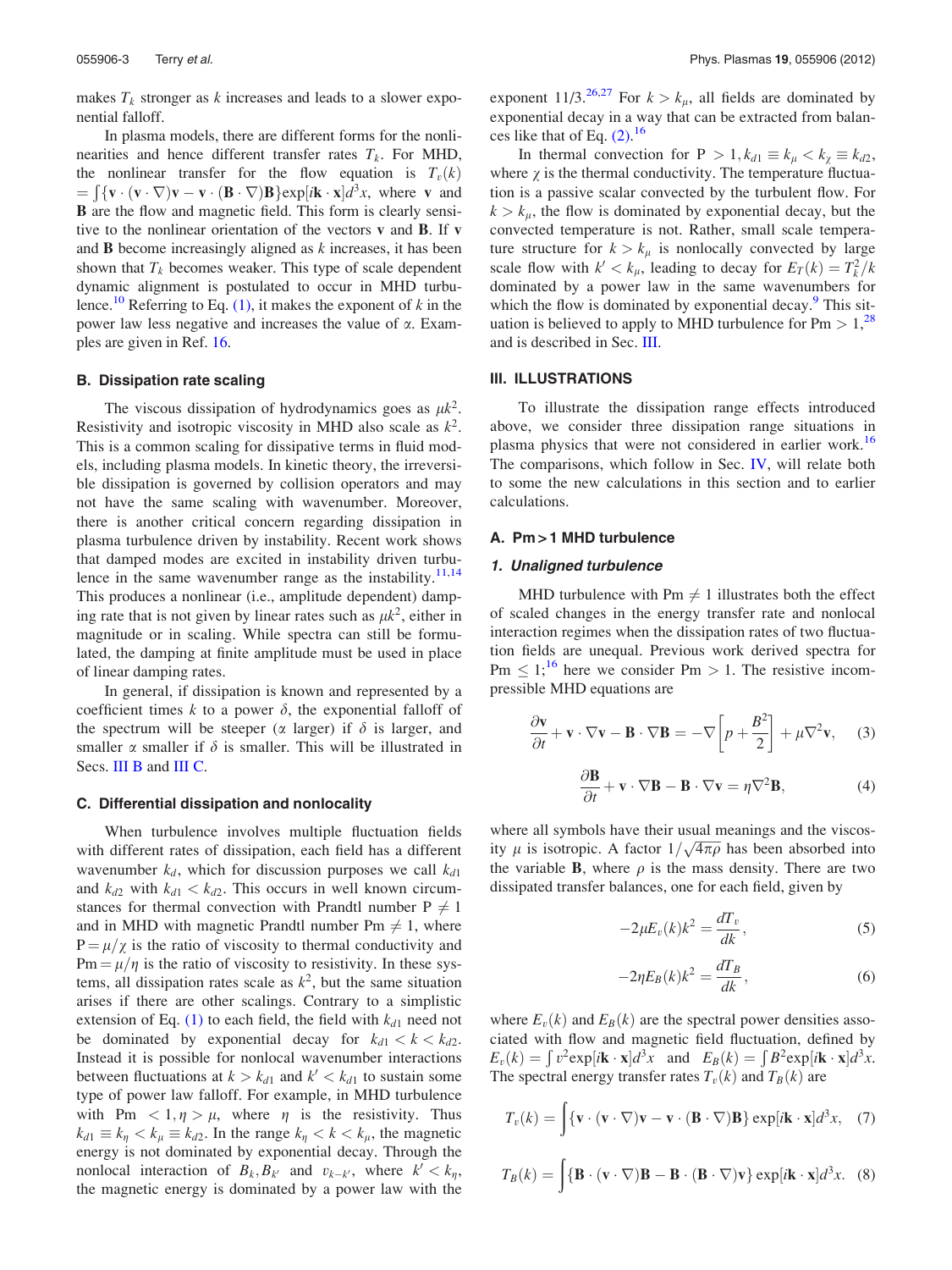makes $T_k$ stronger as $k$ increases and leads to a slower exponential falloff.

In plasma models, there are different forms for the nonlinearities and hence different transfer rates $T_k$. For MHD, the nonlinear transfer for the flow equation is $T_v(k) = \int\{\mathbf{v}\cdot(\mathbf{v}\cdot\nabla)\mathbf{v} - \mathbf{v}\cdot(\mathbf{B}\cdot\nabla)\mathbf{B}\}\exp[i\mathbf{k}\cdot\mathbf{x}]d^3x$, where $\mathbf{v}$ and $\mathbf{B}$ are the flow and magnetic field. This form is clearly sensitive to the nonlinear orientation of the vectors $\mathbf{v}$ and $\mathbf{B}$. If $\mathbf{v}$ and $\mathbf{B}$ become increasingly aligned as $k$ increases, it has been shown that $T_k$ becomes weaker. This type of scale dependent dynamic alignment is postulated to occur in MHD turbulence.[10] Referring to Eq. (1), it makes the exponent of $k$ in the power law less negative and increases the value of $\alpha$. Examples are given in Ref. 16.

### B. Dissipation rate scaling

The viscous dissipation of hydrodynamics goes as $\mu k^2$. Resistivity and isotropic viscosity in MHD also scale as $k^2$. This is a common scaling for dissipative terms in fluid models, including plasma models. In kinetic theory, the irreversible dissipation is governed by collision operators and may not have the same scaling with wavenumber. Moreover, there is another critical concern regarding dissipation in plasma turbulence driven by instability. Recent work shows that damped modes are excited in instability driven turbulence in the same wavenumber range as the instability.[11,14] This produces a nonlinear (i.e., amplitude dependent) damping rate that is not given by linear rates such as $\mu k^2$, either in magnitude or in scaling. While spectra can still be formulated, the damping at finite amplitude must be used in place of linear damping rates.

In general, if dissipation is known and represented by a coefficient times $k$ to a power $\delta$, the exponential falloff of the spectrum will be steeper ($\alpha$ larger) if $\delta$ is larger, and smaller $\alpha$ smaller if $\delta$ is smaller. This will be illustrated in Secs. III B and III C.

### C. Differential dissipation and nonlocality

When turbulence involves multiple fluctuation fields with different rates of dissipation, each field has a different wavenumber $k_d$, which for discussion purposes we call $k_{d1}$ and $k_{d2}$ with $k_{d1} < k_{d2}$. This occurs in well known circumstances for thermal convection with Prandtl number $\mathrm{P} \neq 1$ and in MHD with magnetic Prandtl number $\mathrm{Pm} \neq 1$, where $\mathrm{P} = \mu/\chi$ is the ratio of viscosity to thermal conductivity and $\mathrm{Pm} = \mu/\eta$ is the ratio of viscosity to resistivity. In these systems, all dissipation rates scale as $k^2$, but the same situation arises if there are other scalings. Contrary to a simplistic extension of Eq. (1) to each field, the field with $k_{d1}$ need not be dominated by exponential decay for $k_{d1} < k < k_{d2}$. Instead it is possible for nonlocal wavenumber interactions between fluctuations at $k > k_{d1}$ and $k' < k_{d1}$ to sustain some type of power law falloff. For example, in MHD turbulence with $\mathrm{Pm} < 1, \eta > \mu$, where $\eta$ is the resistivity. Thus $k_{d1} \equiv k_\eta < k_\mu \equiv k_{d2}$. In the range $k_\eta < k < k_\mu$, the magnetic energy is not dominated by exponential decay. Through the nonlocal interaction of $B_k, B_{k'}$ and $v_{k-k'}$, where $k' < k_\eta$, the magnetic energy is dominated by a power law with the exponent 11/3.[26,27] For $k > k_\mu$, all fields are dominated by exponential decay in a way that can be extracted from balances like that of Eq. (2).[16]

In thermal convection for $\mathrm{P} > 1, k_{d1} \equiv k_\mu < k_\chi \equiv k_{d2}$, where $\chi$ is the thermal conductivity. The temperature fluctuation is a passive scalar convected by the turbulent flow. For $k > k_\mu$, the flow is dominated by exponential decay, but the convected temperature is not. Rather, small scale temperature structure for $k > k_\mu$ is nonlocally convected by large scale flow with $k' < k_\mu$, leading to decay for $E_T(k) = T_k^2/k$ dominated by a power law in the same wavenumbers for which the flow is dominated by exponential decay.[9] This situation is believed to apply to MHD turbulence for $\mathrm{Pm} > 1$,[28] and is described in Sec. III.

## III. ILLUSTRATIONS

To illustrate the dissipation range effects introduced above, we consider three dissipation range situations in plasma physics that were not considered in earlier work.[16] The comparisons, which follow in Sec. IV, will relate both to some the new calculations in this section and to earlier calculations.

### A. Pm > 1 MHD turbulence

#### 1. Unaligned turbulence

MHD turbulence with $\mathrm{Pm} \neq 1$ illustrates both the effect of scaled changes in the energy transfer rate and nonlocal interaction regimes when the dissipation rates of two fluctuation fields are unequal. Previous work derived spectra for $\mathrm{Pm} \leq 1$;[16] here we consider $\mathrm{Pm} > 1$. The resistive incompressible MHD equations are

$$\frac{\partial \mathbf{v}}{\partial t} + \mathbf{v}\cdot\nabla\mathbf{v} - \mathbf{B}\cdot\nabla\mathbf{B} = -\nabla\left[p + \frac{B^2}{2}\right] + \mu\nabla^2\mathbf{v}, \quad (3)$$

$$\frac{\partial \mathbf{B}}{\partial t} + \mathbf{v}\cdot\nabla\mathbf{B} - \mathbf{B}\cdot\nabla\mathbf{v} = \eta\nabla^2\mathbf{B}, \quad (4)$$

where all symbols have their usual meanings and the viscosity $\mu$ is isotropic. A factor $1/\sqrt{4\pi\rho}$ has been absorbed into the variable $\mathbf{B}$, where $\rho$ is the mass density. There are two dissipated transfer balances, one for each field, given by

$$-2\mu E_v(k)k^2 = \frac{dT_v}{dk}, \quad (5)$$

$$-2\eta E_B(k)k^2 = \frac{dT_B}{dk}, \quad (6)$$

where $E_v(k)$ and $E_B(k)$ are the spectral power densities associated with flow and magnetic field fluctuation, defined by $E_v(k) = \int v^2\exp[i\mathbf{k}\cdot\mathbf{x}]d^3x$ and $E_B(k) = \int B^2\exp[i\mathbf{k}\cdot\mathbf{x}]d^3x$. The spectral energy transfer rates $T_v(k)$ and $T_B(k)$ are

$$T_v(k) = \int\{\mathbf{v}\cdot(\mathbf{v}\cdot\nabla)\mathbf{v} - \mathbf{v}\cdot(\mathbf{B}\cdot\nabla)\mathbf{B}\}\exp[i\mathbf{k}\cdot\mathbf{x}]d^3x, \quad (7)$$

$$T_B(k) = \int\{\mathbf{B}\cdot(\mathbf{v}\cdot\nabla)\mathbf{B} - \mathbf{B}\cdot(\mathbf{B}\cdot\nabla)\mathbf{v}\}\exp[i\mathbf{k}\cdot\mathbf{x}]d^3x. \quad (8)$$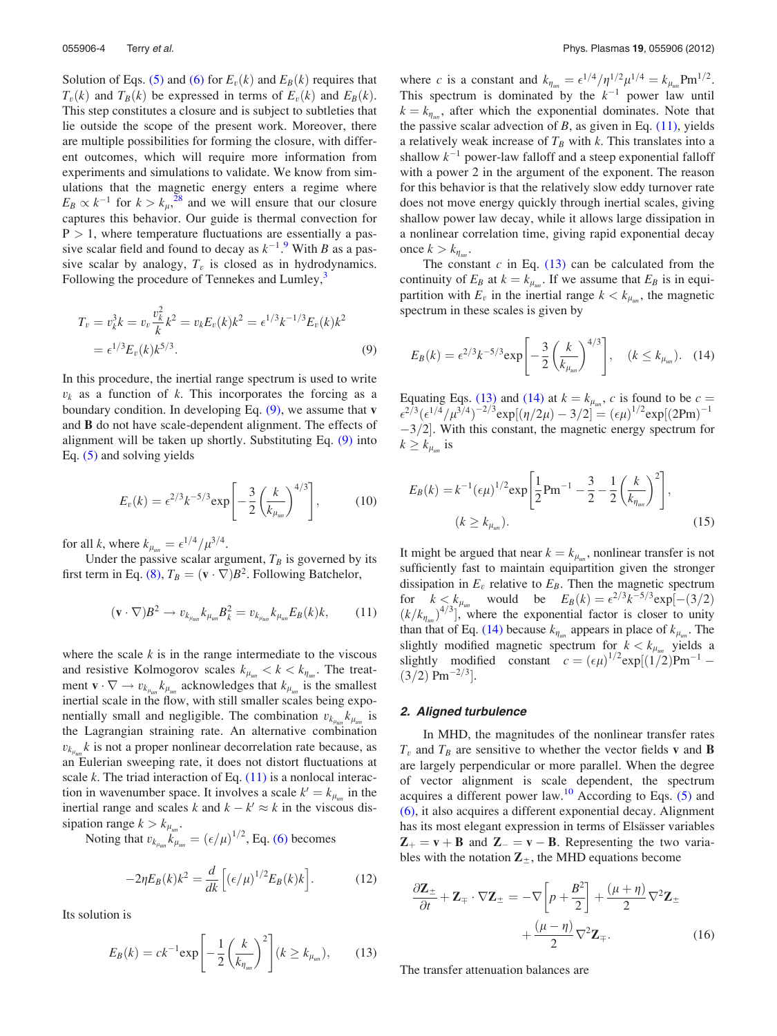Solution of Eqs. (5) and (6) for $E_v(k)$ and $E_B(k)$ requires that $T_v(k)$ and $T_B(k)$ be expressed in terms of $E_v(k)$ and $E_B(k)$. This step constitutes a closure and is subject to subtleties that lie outside the scope of the present work. Moreover, there are multiple possibilities for forming the closure, with different outcomes, which will require more information from experiments and simulations to validate. We know from simulations that the magnetic energy enters a regime where $E_B \propto k^{-1}$ for $k > k_\mu$,[28] and we will ensure that our closure captures this behavior. Our guide is thermal convection for $\mathrm{P} > 1$, where temperature fluctuations are essentially a passive scalar field and found to decay as $k^{-1}$.[9] With $B$ as a passive scalar by analogy, $T_v$ is closed as in hydrodynamics. Following the procedure of Tennekes and Lumley,[3]

$$T_v = v_k^3 k = v_v \frac{v_k^2}{k} k^2 = v_k E_v(k) k^2 = \epsilon^{1/3} k^{-1/3} E_v(k) k^2 \\ = \epsilon^{1/3} E_v(k) k^{5/3}. \tag{9}$$

In this procedure, the inertial range spectrum is used to write $v_k$ as a function of $k$. This incorporates the forcing as a boundary condition. In developing Eq. (9), we assume that $\mathbf{v}$ and $\mathbf{B}$ do not have scale-dependent alignment. The effects of alignment will be taken up shortly. Substituting Eq. (9) into Eq. (5) and solving yields

$$E_v(k) = \epsilon^{2/3} k^{-5/3} \exp\left[-\frac{3}{2}\left(\frac{k}{k_{\mu_{un}}}\right)^{4/3}\right], \tag{10}$$

for all $k$, where $k_{\mu_{un}} = \epsilon^{1/4}/\mu^{3/4}$.

Under the passive scalar argument, $T_B$ is governed by its first term in Eq. (8), $T_B = (\mathbf{v} \cdot \nabla) B^2$. Following Batchelor,

$$(\mathbf{v} \cdot \nabla) B^2 \rightarrow v_{k_{\mu_{un}}} k_{\mu_{un}} B_k^2 = v_{k_{\mu_{un}}} k_{\mu_{un}} E_B(k) k, \tag{11}$$

where the scale $k$ is in the range intermediate to the viscous and resistive Kolmogorov scales $k_{\mu_{un}} < k < k_{\eta_{un}}$. The treatment $\mathbf{v} \cdot \nabla \rightarrow v_{k_{\mu_{un}}} k_{\mu_{un}}$ acknowledges that $k_{\mu_{un}}$ is the smallest inertial scale in the flow, with still smaller scales being exponentially small and negligible. The combination $v_{k_{\mu_{un}}} k_{\mu_{un}}$ is the Lagrangian straining rate. An alternative combination $v_{k_{\mu_{un}}} k$ is not a proper nonlinear decorrelation rate because, as an Eulerian sweeping rate, it does not distort fluctuations at scale $k$. The triad interaction of Eq. (11) is a nonlocal interaction in wavenumber space. It involves a scale $k' = k_{\mu_{un}}$ in the inertial range and scales $k$ and $k - k' \approx k$ in the viscous dissipation range $k > k_{\mu_{un}}$.

Noting that $v_{k_{\mu_{un}}} k_{\mu_{un}} = (\epsilon/\mu)^{1/2}$, Eq. (6) becomes

$$-2\eta E_B(k) k^2 = \frac{d}{dk}\left[(\epsilon/\mu)^{1/2} E_B(k) k\right]. \tag{12}$$

Its solution is

$$E_B(k) = c k^{-1} \exp\left[-\frac{1}{2}\left(\frac{k}{k_{\eta_{un}}}\right)^2\right] (k \geq k_{\mu_{un}}), \tag{13}$$

where $c$ is a constant and $k_{\eta_{un}} = \epsilon^{1/4}/\eta^{1/2}\mu^{1/4} = k_{\mu_{un}} \mathrm{Pm}^{1/2}$. This spectrum is dominated by the $k^{-1}$ power law until $k = k_{\eta_{un}}$, after which the exponential dominates. Note that the passive scalar advection of $B$, as given in Eq. (11), yields a relatively weak increase of $T_B$ with $k$. This translates into a shallow $k^{-1}$ power-law falloff and a steep exponential falloff with a power 2 in the argument of the exponent. The reason for this behavior is that the relatively slow eddy turnover rate does not move energy quickly through inertial scales, giving shallow power law decay, while it allows large dissipation in a nonlinear correlation time, giving rapid exponential decay once $k > k_{\eta_{un}}$.

The constant $c$ in Eq. (13) can be calculated from the continuity of $E_B$ at $k = k_{\mu_{un}}$. If we assume that $E_B$ is in equipartition with $E_v$ in the inertial range $k < k_{\mu_{un}}$, the magnetic spectrum in these scales is given by

$$E_B(k) = \epsilon^{2/3} k^{-5/3} \exp\left[-\frac{3}{2}\left(\frac{k}{k_{\mu_{un}}}\right)^{4/3}\right], \quad (k \leq k_{\mu_{un}}). \tag{14}$$

Equating Eqs. (13) and (14) at $k = k_{\mu_{un}}$, $c$ is found to be $c = \epsilon^{2/3}(\epsilon^{1/4}/\mu^{3/4})^{-2/3}\exp[(\eta/2\mu) - 3/2] = (\epsilon\mu)^{1/2}\exp[(2\mathrm{Pm})^{-1} - 3/2]$. With this constant, the magnetic energy spectrum for $k \geq k_{\mu_{un}}$ is

$$E_B(k) = k^{-1}(\epsilon\mu)^{1/2}\exp\left[\frac{1}{2}\mathrm{Pm}^{-1} - \frac{3}{2} - \frac{1}{2}\left(\frac{k}{k_{\eta_{un}}}\right)^2\right], \\ (k \geq k_{\mu_{un}}). \tag{15}$$

It might be argued that near $k = k_{\mu_{un}}$, nonlinear transfer is not sufficiently fast to maintain equipartition given the stronger dissipation in $E_v$ relative to $E_B$. Then the magnetic spectrum for $k < k_{\mu_{un}}$ would be $E_B(k) = \epsilon^{2/3} k^{-5/3} \exp[-(3/2)(k/k_{\eta_{un}})^{4/3}]$, where the exponential factor is closer to unity than that of Eq. (14) because $k_{\eta_{un}}$ appears in place of $k_{\mu_{un}}$. The slightly modified magnetic spectrum for $k < k_{\mu_{un}}$ yields a slightly modified constant $c = (\epsilon\mu)^{1/2}\exp[(1/2)\mathrm{Pm}^{-1} - (3/2)\,\mathrm{Pm}^{-2/3}]$.

### 2. Aligned turbulence

In MHD, the magnitudes of the nonlinear transfer rates $T_v$ and $T_B$ are sensitive to whether the vector fields $\mathbf{v}$ and $\mathbf{B}$ are largely perpendicular or more parallel. When the degree of vector alignment is scale dependent, the spectrum acquires a different power law.[10] According to Eqs. (5) and (6), it also acquires a different exponential decay. Alignment has its most elegant expression in terms of Elsässer variables $\mathbf{Z}_+ = \mathbf{v} + \mathbf{B}$ and $\mathbf{Z}_- = \mathbf{v} - \mathbf{B}$. Representing the two variables with the notation $\mathbf{Z}_\pm$, the MHD equations become

$$\frac{\partial \mathbf{Z}_\pm}{\partial t} + \mathbf{Z}_\mp \cdot \nabla \mathbf{Z}_\pm = -\nabla\left[p + \frac{B^2}{2}\right] + \frac{(\mu + \eta)}{2}\nabla^2 \mathbf{Z}_\pm \\ + \frac{(\mu - \eta)}{2}\nabla^2 \mathbf{Z}_\mp. \tag{16}$$

The transfer attenuation balances are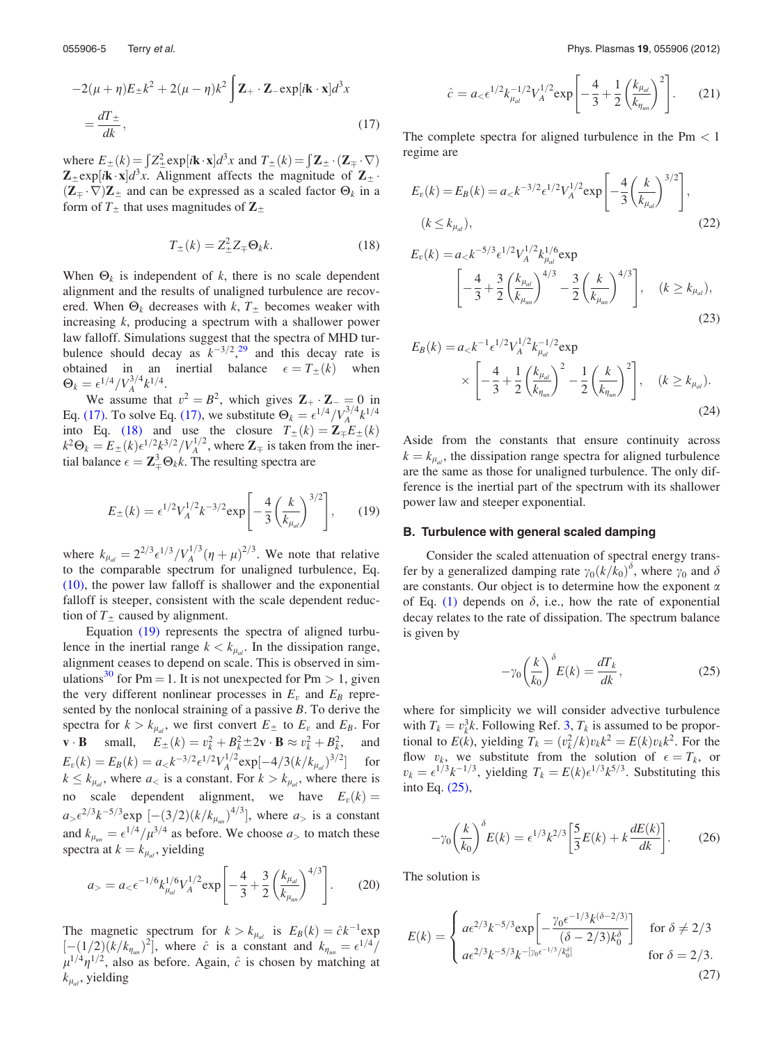$$-2(\mu+\eta)E_{\pm}k^2 + 2(\mu-\eta)k^2\int \mathbf{Z}_+\cdot\mathbf{Z}_-\exp[i\mathbf{k}\cdot\mathbf{x}]d^3x$$
$$= \frac{dT_{\pm}}{dk}, \tag{17}$$

where $E_{\pm}(k)=\int Z_{\pm}^2\exp[i\mathbf{k}\cdot\mathbf{x}]d^3x$ and $T_{\pm}(k)=\int\mathbf{Z}_{\pm}\cdot(\mathbf{Z}_{\mp}\cdot\nabla)\mathbf{Z}_{\pm}\exp[i\mathbf{k}\cdot\mathbf{x}]d^3x$. Alignment affects the magnitude of $\mathbf{Z}_{\pm}\cdot(\mathbf{Z}_{\mp}\cdot\nabla)\mathbf{Z}_{\pm}$ and can be expressed as a scaled factor $\Theta_k$ in a form of $T_{\pm}$ that uses magnitudes of $\mathbf{Z}_{\pm}$

$$T_{\pm}(k) = Z_{\pm}^2 Z_{\mp}\Theta_k k. \tag{18}$$

When $\Theta_k$ is independent of $k$, there is no scale dependent alignment and the results of unaligned turbulence are recovered. When $\Theta_k$ decreases with $k$, $T_{\pm}$ becomes weaker with increasing $k$, producing a spectrum with a shallower power law falloff. Simulations suggest that the spectra of MHD turbulence should decay as $k^{-3/2}$,[29] and this decay rate is obtained in an inertial balance $\epsilon = T_{\pm}(k)$ when $\Theta_k = \epsilon^{1/4}/V_A^{3/4}k^{1/4}$.

We assume that $v^2 = B^2$, which gives $\mathbf{Z}_+\cdot\mathbf{Z}_- = 0$ in Eq. (17). To solve Eq. (17), we substitute $\Theta_k = \epsilon^{1/4}/V_A^{3/4}k^{1/4}$ into Eq. (18) and use the closure $T_{\pm}(k) = \mathbf{Z}_{\mp}E_{\pm}(k)k^2\Theta_k = E_{\pm}(k)\epsilon^{1/2}k^{3/2}/V_A^{1/2}$, where $\mathbf{Z}_{\mp}$ is taken from the inertial balance $\epsilon = \mathbf{Z}_{\mp}^3\Theta_k k$. The resulting spectra are

$$E_{\pm}(k) = \epsilon^{1/2}V_A^{1/2}k^{-3/2}\exp\left[-\frac{4}{3}\left(\frac{k}{k_{\mu_{al}}}\right)^{3/2}\right], \tag{19}$$

where $k_{\mu_{al}} = 2^{2/3}\epsilon^{1/3}/V_A^{1/3}(\eta+\mu)^{2/3}$. We note that relative to the comparable spectrum for unaligned turbulence, Eq. (10), the power law falloff is shallower and the exponential falloff is steeper, consistent with the scale dependent reduction of $T_{\pm}$ caused by alignment.

Equation (19) represents the spectra of aligned turbulence in the inertial range $k < k_{\mu_{al}}$. In the dissipation range, alignment ceases to depend on scale. This is observed in simulations[30] for $\mathrm{Pm}=1$. It is not unexpected for $\mathrm{Pm}>1$, given the very different nonlinear processes in $E_v$ and $E_B$ represented by the nonlocal straining of a passive $B$. To derive the spectra for $k > k_{\mu_{al}}$, we first convert $E_{\pm}$ to $E_v$ and $E_B$. For $\mathbf{v}\cdot\mathbf{B}$ small, $E_{\pm}(k) = v_k^2 + B_k^2 \pm 2\mathbf{v}\cdot\mathbf{B} \approx v_k^2 + B_k^2$, and $E_v(k) = E_B(k) = a_< k^{-3/2}\epsilon^{1/2}V_A^{1/2}\exp[-4/3(k/k_{\mu_{al}})^{3/2}]$ for $k \le k_{\mu_{al}}$, where $a_<$ is a constant. For $k > k_{\mu_{al}}$, where there is no scale dependent alignment, we have $E_v(k) = a_>\epsilon^{2/3}k^{-5/3}\exp\,[-(3/2)(k/k_{\mu_{un}})^{4/3}]$, where $a_>$ is a constant and $k_{\mu_{un}} = \epsilon^{1/4}/\mu^{3/4}$ as before. We choose $a_>$ to match these spectra at $k = k_{\mu_{al}}$, yielding

$$a_> = a_<\epsilon^{-1/6}k_{\mu_{al}}^{1/6}V_A^{1/2}\exp\left[-\frac{4}{3}+\frac{3}{2}\left(\frac{k_{\mu_{al}}}{k_{\mu_{un}}}\right)^{4/3}\right]. \tag{20}$$

The magnetic spectrum for $k > k_{\mu_{al}}$ is $E_B(k) = \hat{c}k^{-1}\exp[-(1/2)(k/k_{\eta_{un}})^2]$, where $\hat{c}$ is a constant and $k_{\eta_{un}} = \epsilon^{1/4}/\mu^{1/4}\eta^{1/2}$, also as before. Again, $\hat{c}$ is chosen by matching at $k_{\mu_{al}}$, yielding

$$\hat{c} = a_<\epsilon^{1/2}k_{\mu_{al}}^{-1/2}V_A^{1/2}\exp\left[-\frac{4}{3}+\frac{1}{2}\left(\frac{k_{\mu_{al}}}{k_{\eta_{un}}}\right)^2\right]. \tag{21}$$

The complete spectra for aligned turbulence in the $\mathrm{Pm}<1$ regime are

$$E_v(k) = E_B(k) = a_< k^{-3/2}\epsilon^{1/2}V_A^{1/2}\exp\left[-\frac{4}{3}\left(\frac{k}{k_{\mu_{al}}}\right)^{3/2}\right],$$
$$(k \le k_{\mu_{al}}), \tag{22}$$

$$E_v(k) = a_< k^{-5/3}\epsilon^{1/2}V_A^{1/2}k_{\mu_{al}}^{1/6}\exp\left[-\frac{4}{3}+\frac{3}{2}\left(\frac{k_{\mu_{al}}}{k_{\mu_{un}}}\right)^{4/3}-\frac{3}{2}\left(\frac{k}{k_{\mu_{un}}}\right)^{4/3}\right], \quad (k \ge k_{\mu_{al}}), \tag{23}$$

$$E_B(k) = a_< k^{-1}\epsilon^{1/2}V_A^{1/2}k_{\mu_{al}}^{-1/2}\exp\left[-\frac{4}{3}+\frac{1}{2}\left(\frac{k_{\mu_{al}}}{k_{\eta_{un}}}\right)^2-\frac{1}{2}\left(\frac{k}{k_{\eta_{un}}}\right)^2\right], \quad (k \ge k_{\mu_{al}}). \tag{24}$$

Aside from the constants that ensure continuity across $k = k_{\mu_{al}}$, the dissipation range spectra for aligned turbulence are the same as those for unaligned turbulence. The only difference is the inertial part of the spectrum with its shallower power law and steeper exponential.

### B. Turbulence with general scaled damping

Consider the scaled attenuation of spectral energy transfer by a generalized damping rate $\gamma_0(k/k_0)^\delta$, where $\gamma_0$ and $\delta$ are constants. Our object is to determine how the exponent $\alpha$ of Eq. (1) depends on $\delta$, i.e., how the rate of exponential decay relates to the rate of dissipation. The spectrum balance is given by

$$-\gamma_0\left(\frac{k}{k_0}\right)^\delta E(k) = \frac{dT_k}{dk}, \tag{25}$$

where for simplicity we will consider advective turbulence with $T_k = v_k^3 k$. Following Ref. 3, $T_k$ is assumed to be proportional to $E(k)$, yielding $T_k = (v_k^2/k)v_k k^2 = E(k)v_k k^2$. For the flow $v_k$, we substitute from the solution of $\epsilon = T_k$, or $v_k = \epsilon^{1/3}k^{-1/3}$, yielding $T_k = E(k)\epsilon^{1/3}k^{5/3}$. Substituting this into Eq. (25),

$$-\gamma_0\left(\frac{k}{k_0}\right)^\delta E(k) = \epsilon^{1/3}k^{2/3}\left[\frac{5}{3}E(k) + k\frac{dE(k)}{dk}\right]. \tag{26}$$

The solution is

$$E(k) = \begin{cases} a\epsilon^{2/3}k^{-5/3}\exp\left[-\dfrac{\gamma_0\epsilon^{-1/3}k^{(\delta-2/3)}}{(\delta-2/3)k_0^\delta}\right] & \text{for } \delta \ne 2/3 \\ a\epsilon^{2/3}k^{-5/3}k^{-[\gamma_0\epsilon^{-1/3}/k_0^\delta]} & \text{for } \delta = 2/3. \end{cases} \tag{27}$$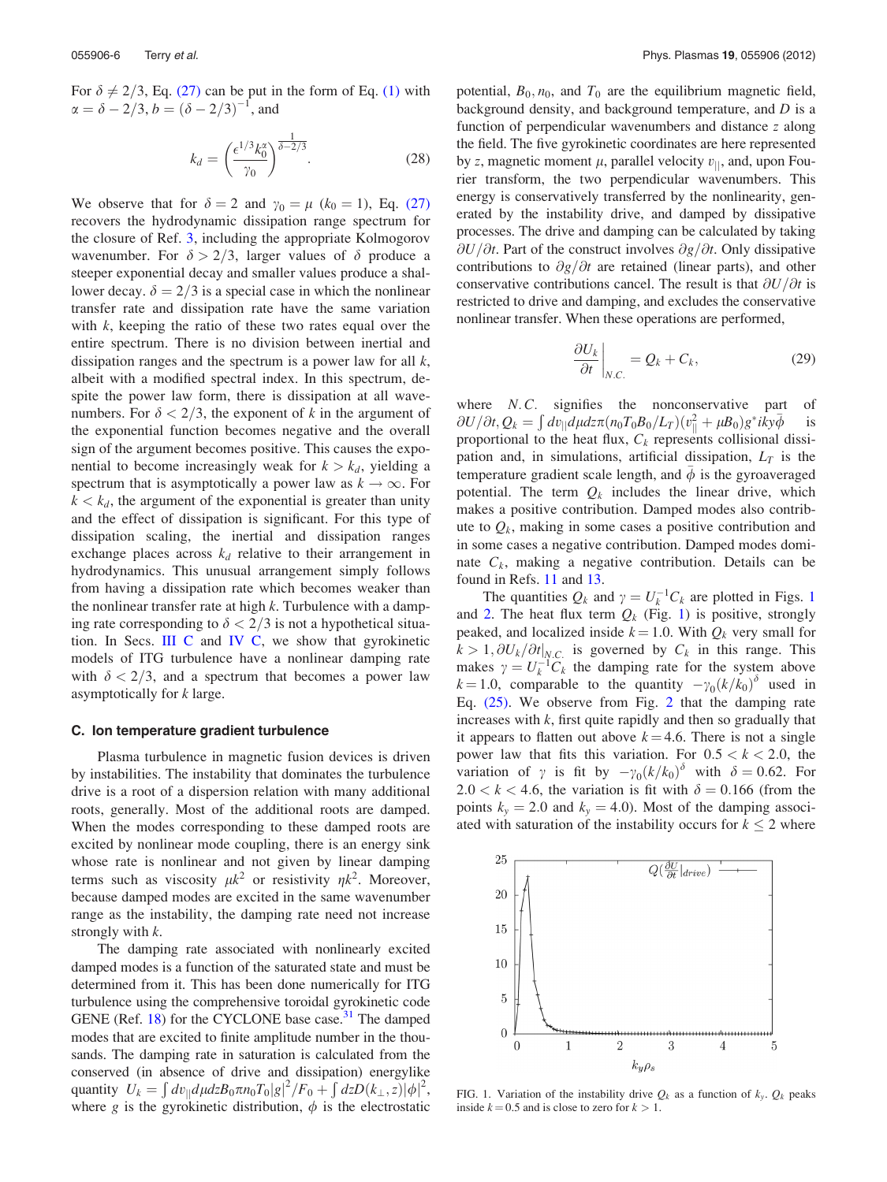For $\delta \neq 2/3$, Eq. (27) can be put in the form of Eq. (1) with $\alpha = \delta - 2/3$, $b = (\delta - 2/3)^{-1}$, and

$$k_d = \left(\frac{\epsilon^{1/3} k_0^{\alpha}}{\gamma_0}\right)^{\frac{1}{\delta - 2/3}}. \tag{28}$$

We observe that for $\delta = 2$ and $\gamma_0 = \mu$ ($k_0 = 1$), Eq. (27) recovers the hydrodynamic dissipation range spectrum for the closure of Ref. 3, including the appropriate Kolmogorov wavenumber. For $\delta > 2/3$, larger values of $\delta$ produce a steeper exponential decay and smaller values produce a shallower decay. $\delta = 2/3$ is a special case in which the nonlinear transfer rate and dissipation rate have the same variation with $k$, keeping the ratio of these two rates equal over the entire spectrum. There is no division between inertial and dissipation ranges and the spectrum is a power law for all $k$, albeit with a modified spectral index. In this spectrum, despite the power law form, there is dissipation at all wavenumbers. For $\delta < 2/3$, the exponent of $k$ in the argument of the exponential function becomes negative and the overall sign of the argument becomes positive. This causes the exponential to become increasingly weak for $k > k_d$, yielding a spectrum that is asymptotically a power law as $k \to \infty$. For $k < k_d$, the argument of the exponential is greater than unity and the effect of dissipation is significant. For this type of dissipation scaling, the inertial and dissipation ranges exchange places across $k_d$ relative to their arrangement in hydrodynamics. This unusual arrangement simply follows from having a dissipation rate which becomes weaker than the nonlinear transfer rate at high $k$. Turbulence with a damping rate corresponding to $\delta < 2/3$ is not a hypothetical situation. In Secs. III C and IV C, we show that gyrokinetic models of ITG turbulence have a nonlinear damping rate with $\delta < 2/3$, and a spectrum that becomes a power law asymptotically for $k$ large.

### C. Ion temperature gradient turbulence

Plasma turbulence in magnetic fusion devices is driven by instabilities. The instability that dominates the turbulence drive is a root of a dispersion relation with many additional roots, generally. Most of the additional roots are damped. When the modes corresponding to these damped roots are excited by nonlinear mode coupling, there is an energy sink whose rate is nonlinear and not given by linear damping terms such as viscosity $\mu k^2$ or resistivity $\eta k^2$. Moreover, because damped modes are excited in the same wavenumber range as the instability, the damping rate need not increase strongly with $k$.

The damping rate associated with nonlinearly excited damped modes is a function of the saturated state and must be determined from it. This has been done numerically for ITG turbulence using the comprehensive toroidal gyrokinetic code GENE (Ref. 18) for the CYCLONE base case.[31] The damped modes that are excited to finite amplitude number in the thousands. The damping rate in saturation is calculated from the conserved (in absence of drive and dissipation) energylike quantity $U_k = \int dv_{\|} d\mu dz B_0 \pi n_0 T_0 |g|^2/F_0 + \int dz D(k_\perp, z)|\phi|^2$, where $g$ is the gyrokinetic distribution, $\phi$ is the electrostatic potential, $B_0, n_0$, and $T_0$ are the equilibrium magnetic field, background density, and background temperature, and $D$ is a function of perpendicular wavenumbers and distance $z$ along the field. The five gyrokinetic coordinates are here represented by $z$, magnetic moment $\mu$, parallel velocity $v_{\|}$, and, upon Fourier transform, the two perpendicular wavenumbers. This energy is conservatively transferred by the nonlinearity, generated by the instability drive, and damped by dissipative processes. The drive and damping can be calculated by taking $\partial U/\partial t$. Part of the construct involves $\partial g/\partial t$. Only dissipative contributions to $\partial g/\partial t$ are retained (linear parts), and other conservative contributions cancel. The result is that $\partial U/\partial t$ is restricted to drive and damping, and excludes the conservative nonlinear transfer. When these operations are performed,

$$\left.\frac{\partial U_k}{\partial t}\right|_{N.C.} = Q_k + C_k, \tag{29}$$

where $N.C.$ signifies the nonconservative part of $\partial U/\partial t, Q_k = \int dv_{\|} d\mu dz \pi (n_0 T_0 B_0/L_T)(v_{\|}^2 + \mu B_0) g^* iky\bar{\phi}$ is proportional to the heat flux, $C_k$ represents collisional dissipation and, in simulations, artificial dissipation, $L_T$ is the temperature gradient scale length, and $\bar{\phi}$ is the gyroaveraged potential. The term $Q_k$ includes the linear drive, which makes a positive contribution. Damped modes also contribute to $Q_k$, making in some cases a positive contribution and in some cases a negative contribution. Damped modes dominate $C_k$, making a negative contribution. Details can be found in Refs. 11 and 13.

The quantities $Q_k$ and $\gamma = U_k^{-1} C_k$ are plotted in Figs. 1 and 2. The heat flux term $Q_k$ (Fig. 1) is positive, strongly peaked, and localized inside $k = 1.0$. With $Q_k$ very small for $k > 1, \partial U_k/\partial t|_{N.C.}$ is governed by $C_k$ in this range. This makes $\gamma = U_k^{-1} C_k$ the damping rate for the system above $k = 1.0$, comparable to the quantity $-\gamma_0 (k/k_0)^{\delta}$ used in Eq. (25). We observe from Fig. 2 that the damping rate increases with $k$, first quite rapidly and then so gradually that it appears to flatten out above $k = 4.6$. There is not a single power law that fits this variation. For $0.5 < k < 2.0$, the variation of $\gamma$ is fit by $-\gamma_0 (k/k_0)^{\delta}$ with $\delta = 0.62$. For $2.0 < k < 4.6$, the variation is fit with $\delta = 0.166$ (from the points $k_y = 2.0$ and $k_y = 4.0$). Most of the damping associated with saturation of the instability occurs for $k \leq 2$ where

FIG. 1. Variation of the instability drive $Q_k$ as a function of $k_y$. $Q_k$ peaks inside $k = 0.5$ and is close to zero for $k > 1$.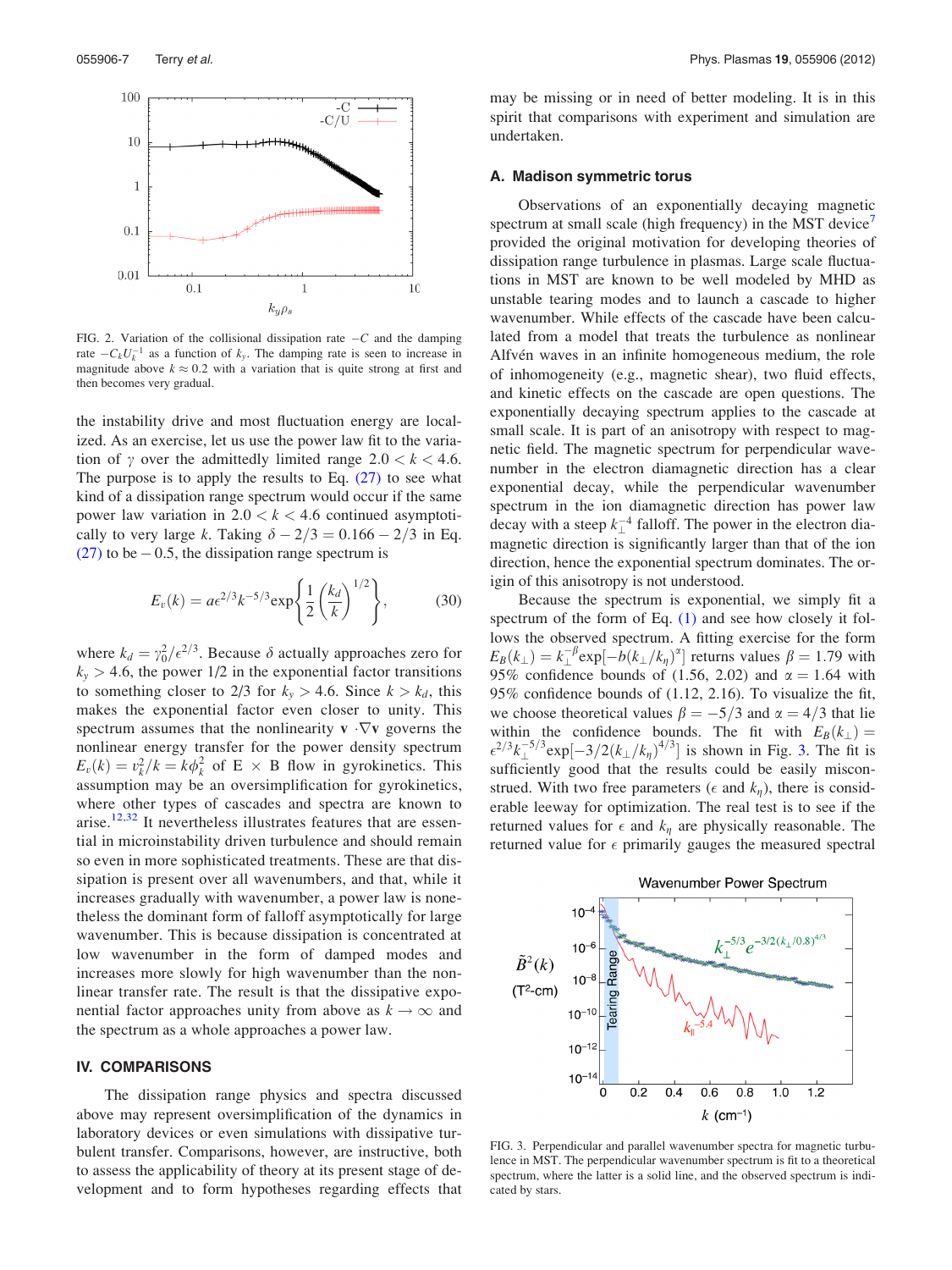FIG. 2. Variation of the collisional dissipation rate $-C$ and the damping rate $-C_kU_k^{-1}$ as a function of $k_y$. The damping rate is seen to increase in magnitude above $k \approx 0.2$ with a variation that is quite strong at first and then becomes very gradual.

the instability drive and most fluctuation energy are localized. As an exercise, let us use the power law fit to the variation of $\gamma$ over the admittedly limited range $2.0 < k < 4.6$. The purpose is to apply the results to Eq. (27) to see what kind of a dissipation range spectrum would occur if the same power law variation in $2.0 < k < 4.6$ continued asymptotically to very large $k$. Taking $\delta - 2/3 = 0.166 - 2/3$ in Eq. (27) to be $-0.5$, the dissipation range spectrum is

$$E_v(k) = a\epsilon^{2/3}k^{-5/3}\exp\left\{\frac{1}{2}\left(\frac{k_d}{k}\right)^{1/2}\right\}, \tag{30}$$

where $k_d = \gamma_0^2/\epsilon^{2/3}$. Because $\delta$ actually approaches zero for $k_y > 4.6$, the power 1/2 in the exponential factor transitions to something closer to 2/3 for $k_y > 4.6$. Since $k > k_d$, this makes the exponential factor even closer to unity. This spectrum assumes that the nonlinearity $\mathbf{v} \cdot \nabla \mathbf{v}$ governs the nonlinear energy transfer for the power density spectrum $E_v(k) = v_k^2/k = k\phi_k^2$ of E $\times$ B flow in gyrokinetics. This assumption may be an oversimplification for gyrokinetics, where other types of cascades and spectra are known to arise.[12,32] It nevertheless illustrates features that are essential in microinstability driven turbulence and should remain so even in more sophisticated treatments. These are that dissipation is present over all wavenumbers, and that, while it increases gradually with wavenumber, a power law is nonetheless the dominant form of falloff asymptotically for large wavenumber. This is because dissipation is concentrated at low wavenumber in the form of damped modes and increases more slowly for high wavenumber than the nonlinear transfer rate. The result is that the dissipative exponential factor approaches unity from above as $k \rightarrow \infty$ and the spectrum as a whole approaches a power law.

## IV. COMPARISONS

The dissipation range physics and spectra discussed above may represent oversimplification of the dynamics in laboratory devices or even simulations with dissipative turbulent transfer. Comparisons, however, are instructive, both to assess the applicability of theory at its present stage of development and to form hypotheses regarding effects that may be missing or in need of better modeling. It is in this spirit that comparisons with experiment and simulation are undertaken.

### A. Madison symmetric torus

Observations of an exponentially decaying magnetic spectrum at small scale (high frequency) in the MST device[7] provided the original motivation for developing theories of dissipation range turbulence in plasmas. Large scale fluctuations in MST are known to be well modeled by MHD as unstable tearing modes and to launch a cascade to higher wavenumber. While effects of the cascade have been calculated from a model that treats the turbulence as nonlinear Alfvén waves in an infinite homogeneous medium, the role of inhomogeneity (e.g., magnetic shear), two fluid effects, and kinetic effects on the cascade are open questions. The exponentially decaying spectrum applies to the cascade at small scale. It is part of an anisotropy with respect to magnetic field. The magnetic spectrum for perpendicular wavenumber in the electron diamagnetic direction has a clear exponential decay, while the perpendicular wavenumber spectrum in the ion diamagnetic direction has power law decay with a steep $k_\perp^{-4}$ falloff. The power in the electron diamagnetic direction is significantly larger than that of the ion direction, hence the exponential spectrum dominates. The origin of this anisotropy is not understood.

Because the spectrum is exponential, we simply fit a spectrum of the form of Eq. (1) and see how closely it follows the observed spectrum. A fitting exercise for the form $E_B(k_\perp) = k_\perp^{-\beta}\exp[-b(k_\perp/k_\eta)^\alpha]$ returns values $\beta = 1.79$ with 95% confidence bounds of (1.56, 2.02) and $\alpha = 1.64$ with 95% confidence bounds of (1.12, 2.16). To visualize the fit, we choose theoretical values $\beta = -5/3$ and $\alpha = 4/3$ that lie within the confidence bounds. The fit with $E_B(k_\perp) = \epsilon^{2/3}k_\perp^{-5/3}\exp[-3/2(k_\perp/k_\eta)^{4/3}]$ is shown in Fig. 3. The fit is sufficiently good that the results could be easily misconstrued. With two free parameters ($\epsilon$ and $k_\eta$), there is considerable leeway for optimization. The real test is to see if the returned values for $\epsilon$ and $k_\eta$ are physically reasonable. The returned value for $\epsilon$ primarily gauges the measured spectral

FIG. 3. Perpendicular and parallel wavenumber spectra for magnetic turbulence in MST. The perpendicular wavenumber spectrum is fit to a theoretical spectrum, where the latter is a solid line, and the observed spectrum is indicated by stars.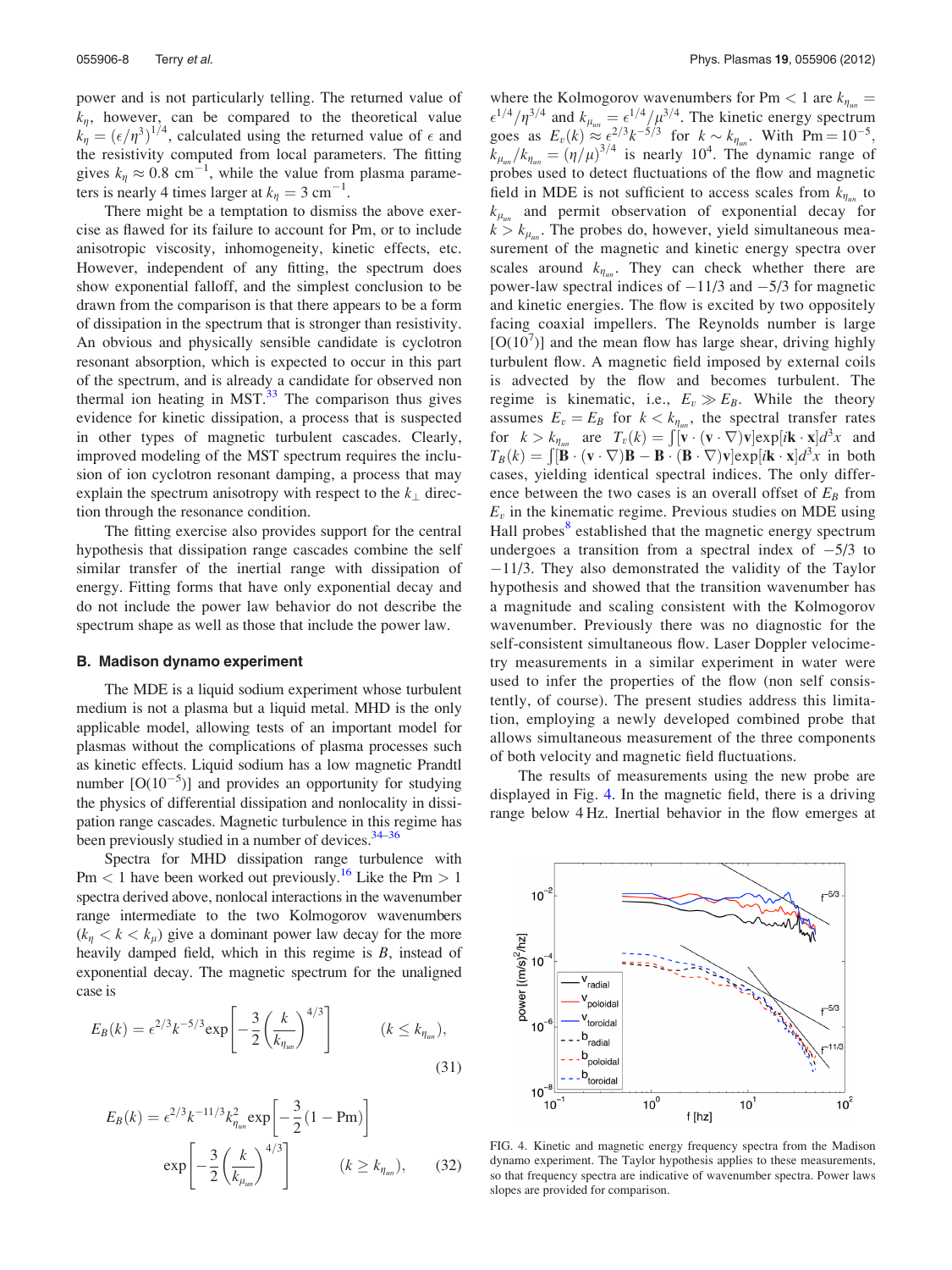power and is not particularly telling. The returned value of $k_\eta$, however, can be compared to the theoretical value $k_\eta = (\epsilon/\eta^3)^{1/4}$, calculated using the returned value of $\epsilon$ and the resistivity computed from local parameters. The fitting gives $k_\eta \approx 0.8\ \text{cm}^{-1}$, while the value from plasma parameters is nearly 4 times larger at $k_\eta = 3\ \text{cm}^{-1}$.

There might be a temptation to dismiss the above exercise as flawed for its failure to account for Pm, or to include anisotropic viscosity, inhomogeneity, kinetic effects, etc. However, independent of any fitting, the spectrum does show exponential falloff, and the simplest conclusion to be drawn from the comparison is that there appears to be a form of dissipation in the spectrum that is stronger than resistivity. An obvious and physically sensible candidate is cyclotron resonant absorption, which is expected to occur in this part of the spectrum, and is already a candidate for observed non thermal ion heating in MST.[33] The comparison thus gives evidence for kinetic dissipation, a process that is suspected in other types of magnetic turbulent cascades. Clearly, improved modeling of the MST spectrum requires the inclusion of ion cyclotron resonant damping, a process that may explain the spectrum anisotropy with respect to the $k_\perp$ direction through the resonance condition.

The fitting exercise also provides support for the central hypothesis that dissipation range cascades combine the self similar transfer of the inertial range with dissipation of energy. Fitting forms that have only exponential decay and do not include the power law behavior do not describe the spectrum shape as well as those that include the power law.

### B. Madison dynamo experiment

The MDE is a liquid sodium experiment whose turbulent medium is not a plasma but a liquid metal. MHD is the only applicable model, allowing tests of an important model for plasmas without the complications of plasma processes such as kinetic effects. Liquid sodium has a low magnetic Prandtl number [O($10^{-5}$)] and provides an opportunity for studying the physics of differential dissipation and nonlocality in dissipation range cascades. Magnetic turbulence in this regime has been previously studied in a number of devices.[34–36]

Spectra for MHD dissipation range turbulence with Pm $< 1$ have been worked out previously.[16] Like the Pm $> 1$ spectra derived above, nonlocal interactions in the wavenumber range intermediate to the two Kolmogorov wavenumbers ($k_\eta < k < k_\mu$) give a dominant power law decay for the more heavily damped field, which in this regime is $B$, instead of exponential decay. The magnetic spectrum for the unaligned case is

$$E_B(k) = \epsilon^{2/3} k^{-5/3} \exp\left[-\frac{3}{2}\left(\frac{k}{k_{\eta_{un}}}\right)^{4/3}\right] \qquad (k \le k_{\eta_{un}}), \tag{31}$$

$$E_B(k) = \epsilon^{2/3} k^{-11/3} k_{\eta_{un}}^2 \exp\left[-\frac{3}{2}(1-\text{Pm})\right] \exp\left[-\frac{3}{2}\left(\frac{k}{k_{\mu_{un}}}\right)^{4/3}\right] \qquad (k \ge k_{\eta_{un}}), \tag{32}$$

where the Kolmogorov wavenumbers for Pm $< 1$ are $k_{\eta_{un}} = \epsilon^{1/4}/\eta^{3/4}$ and $k_{\mu_{un}} = \epsilon^{1/4}/\mu^{3/4}$. The kinetic energy spectrum goes as $E_v(k) \approx \epsilon^{2/3}k^{-5/3}$ for $k \sim k_{\eta_{un}}$. With Pm $= 10^{-5}$, $k_{\mu_{un}}/k_{\eta_{un}} = (\eta/\mu)^{3/4}$ is nearly $10^4$. The dynamic range of probes used to detect fluctuations of the flow and magnetic field in MDE is not sufficient to access scales from $k_{\eta_{un}}$ to $k_{\mu_{un}}$ and permit observation of exponential decay for $k > k_{\mu_{un}}$. The probes do, however, yield simultaneous measurement of the magnetic and kinetic energy spectra over scales around $k_{\eta_{un}}$. They can check whether there are power-law spectral indices of $-11/3$ and $-5/3$ for magnetic and kinetic energies. The flow is excited by two oppositely facing coaxial impellers. The Reynolds number is large [O($10^7$)] and the mean flow has large shear, driving highly turbulent flow. A magnetic field imposed by external coils is advected by the flow and becomes turbulent. The regime is kinematic, i.e., $E_v \gg E_B$. While the theory assumes $E_v = E_B$ for $k < k_{\eta_{un}}$, the spectral transfer rates for $k > k_{\eta_{un}}$ are $T_v(k) = \int[\mathbf{v}\cdot(\mathbf{v}\cdot\nabla)\mathbf{v}]\exp[i\mathbf{k}\cdot\mathbf{x}]d^3x$ and $T_B(k) = \int[\mathbf{B}\cdot(\mathbf{v}\cdot\nabla)\mathbf{B} - \mathbf{B}\cdot(\mathbf{B}\cdot\nabla)\mathbf{v}]\exp[i\mathbf{k}\cdot\mathbf{x}]d^3x$ in both cases, yielding identical spectral indices. The only difference between the two cases is an overall offset of $E_B$ from $E_v$ in the kinematic regime. Previous studies on MDE using Hall probes[8] established that the magnetic energy spectrum undergoes a transition from a spectral index of $-5/3$ to $-11/3$. They also demonstrated the validity of the Taylor hypothesis and showed that the transition wavenumber has a magnitude and scaling consistent with the Kolmogorov wavenumber. Previously there was no diagnostic for the self-consistent simultaneous flow. Laser Doppler velocimetry measurements in a similar experiment in water were used to infer the properties of the flow (non self consistently, of course). The present studies address this limitation, employing a newly developed combined probe that allows simultaneous measurement of the three components of both velocity and magnetic field fluctuations.

The results of measurements using the new probe are displayed in Fig. 4. In the magnetic field, there is a driving range below 4 Hz. Inertial behavior in the flow emerges at

FIG. 4. Kinetic and magnetic energy frequency spectra from the Madison dynamo experiment. The Taylor hypothesis applies to these measurements, so that frequency spectra are indicative of wavenumber spectra. Power laws slopes are provided for comparison.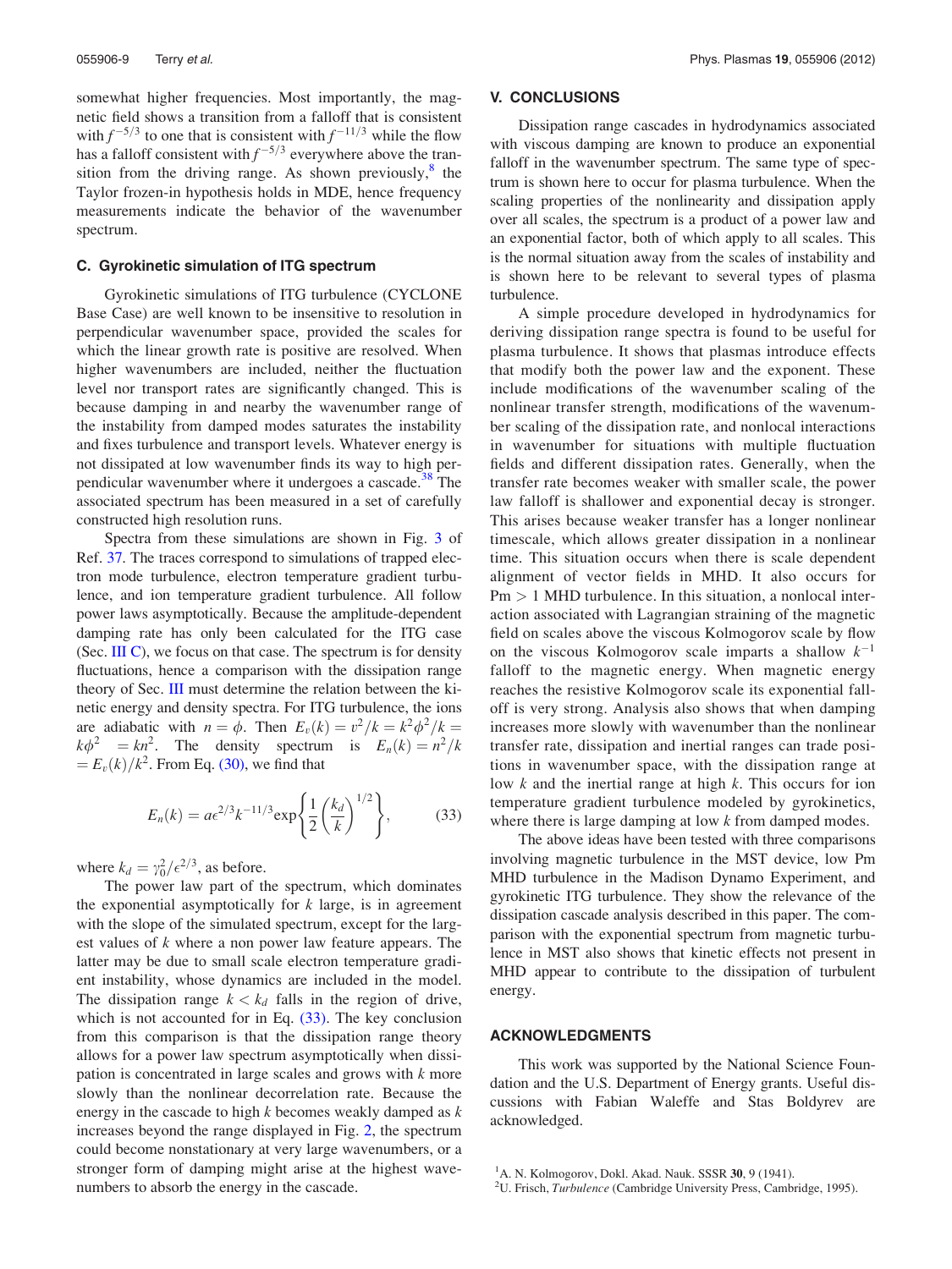somewhat higher frequencies. Most importantly, the magnetic field shows a transition from a falloff that is consistent with $f^{-5/3}$ to one that is consistent with $f^{-11/3}$ while the flow has a falloff consistent with $f^{-5/3}$ everywhere above the transition from the driving range. As shown previously,[8] the Taylor frozen-in hypothesis holds in MDE, hence frequency measurements indicate the behavior of the wavenumber spectrum.

### C. Gyrokinetic simulation of ITG spectrum

Gyrokinetic simulations of ITG turbulence (CYCLONE Base Case) are well known to be insensitive to resolution in perpendicular wavenumber space, provided the scales for which the linear growth rate is positive are resolved. When higher wavenumbers are included, neither the fluctuation level nor transport rates are significantly changed. This is because damping in and nearby the wavenumber range of the instability from damped modes saturates the instability and fixes turbulence and transport levels. Whatever energy is not dissipated at low wavenumber finds its way to high perpendicular wavenumber where it undergoes a cascade.[38] The associated spectrum has been measured in a set of carefully constructed high resolution runs.

Spectra from these simulations are shown in Fig. 3 of Ref. 37. The traces correspond to simulations of trapped electron mode turbulence, electron temperature gradient turbulence, and ion temperature gradient turbulence. All follow power laws asymptotically. Because the amplitude-dependent damping rate has only been calculated for the ITG case (Sec. III C), we focus on that case. The spectrum is for density fluctuations, hence a comparison with the dissipation range theory of Sec. III must determine the relation between the kinetic energy and density spectra. For ITG turbulence, the ions are adiabatic with $n = \phi$. Then $E_v(k) = v^2/k = k^2\phi^2/k = k\phi^2 = kn^2$. The density spectrum is $E_n(k) = n^2/k = E_v(k)/k^2$. From Eq. (30), we find that

$$E_n(k) = a\epsilon^{2/3}k^{-11/3}\exp\left\{\frac{1}{2}\left(\frac{k_d}{k}\right)^{1/2}\right\}, \tag{33}$$

where $k_d = \gamma_0^2/\epsilon^{2/3}$, as before.

The power law part of the spectrum, which dominates the exponential asymptotically for $k$ large, is in agreement with the slope of the simulated spectrum, except for the largest values of $k$ where a non power law feature appears. The latter may be due to small scale electron temperature gradient instability, whose dynamics are included in the model. The dissipation range $k < k_d$ falls in the region of drive, which is not accounted for in Eq. (33). The key conclusion from this comparison is that the dissipation range theory allows for a power law spectrum asymptotically when dissipation is concentrated in large scales and grows with $k$ more slowly than the nonlinear decorrelation rate. Because the energy in the cascade to high $k$ becomes weakly damped as $k$ increases beyond the range displayed in Fig. 2, the spectrum could become nonstationary at very large wavenumbers, or a stronger form of damping might arise at the highest wavenumbers to absorb the energy in the cascade.

## V. CONCLUSIONS

Dissipation range cascades in hydrodynamics associated with viscous damping are known to produce an exponential falloff in the wavenumber spectrum. The same type of spectrum is shown here to occur for plasma turbulence. When the scaling properties of the nonlinearity and dissipation apply over all scales, the spectrum is a product of a power law and an exponential factor, both of which apply to all scales. This is the normal situation away from the scales of instability and is shown here to be relevant to several types of plasma turbulence.

A simple procedure developed in hydrodynamics for deriving dissipation range spectra is found to be useful for plasma turbulence. It shows that plasmas introduce effects that modify both the power law and the exponent. These include modifications of the wavenumber scaling of the nonlinear transfer strength, modifications of the wavenumber scaling of the dissipation rate, and nonlocal interactions in wavenumber for situations with multiple fluctuation fields and different dissipation rates. Generally, when the transfer rate becomes weaker with smaller scale, the power law falloff is shallower and exponential decay is stronger. This arises because weaker transfer has a longer nonlinear timescale, which allows greater dissipation in a nonlinear time. This situation occurs when there is scale dependent alignment of vector fields in MHD. It also occurs for $\mathrm{Pm} > 1$ MHD turbulence. In this situation, a nonlocal interaction associated with Lagrangian straining of the magnetic field on scales above the viscous Kolmogorov scale by flow on the viscous Kolmogorov scale imparts a shallow $k^{-1}$ falloff to the magnetic energy. When magnetic energy reaches the resistive Kolmogorov scale its exponential falloff is very strong. Analysis also shows that when damping increases more slowly with wavenumber than the nonlinear transfer rate, dissipation and inertial ranges can trade positions in wavenumber space, with the dissipation range at low $k$ and the inertial range at high $k$. This occurs for ion temperature gradient turbulence modeled by gyrokinetics, where there is large damping at low $k$ from damped modes.

The above ideas have been tested with three comparisons involving magnetic turbulence in the MST device, low Pm MHD turbulence in the Madison Dynamo Experiment, and gyrokinetic ITG turbulence. They show the relevance of the dissipation cascade analysis described in this paper. The comparison with the exponential spectrum from magnetic turbulence in MST also shows that kinetic effects not present in MHD appear to contribute to the dissipation of turbulent energy.

## ACKNOWLEDGMENTS

This work was supported by the National Science Foundation and the U.S. Department of Energy grants. Useful discussions with Fabian Waleffe and Stas Boldyrev are acknowledged.

[1] A. N. Kolmogorov, Dokl. Akad. Nauk. SSSR **30**, 9 (1941).

[2] U. Frisch, *Turbulence* (Cambridge University Press, Cambridge, 1995).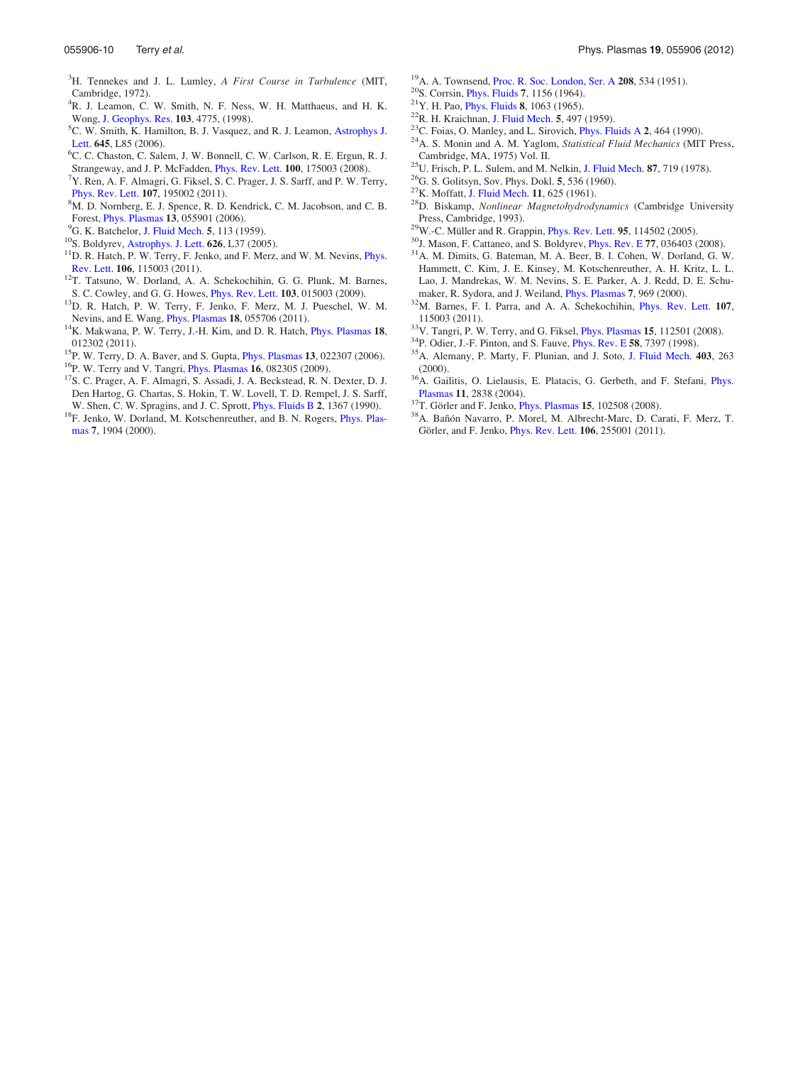[3]H. Tennekes and J. L. Lumley, *A First Course in Turbulence* (MIT, Cambridge, 1972).

[4]R. J. Leamon, C. W. Smith, N. F. Ness, W. H. Matthaeus, and H. K. Wong, J. Geophys. Res. **103**, 4775, (1998).

[5]C. W. Smith, K. Hamilton, B. J. Vasquez, and R. J. Leamon, Astrophys J. Lett. **645**, L85 (2006).

[6]C. C. Chaston, C. Salem, J. W. Bonnell, C. W. Carlson, R. E. Ergun, R. J. Strangeway, and J. P. McFadden, Phys. Rev. Lett. **100**, 175003 (2008).

[7]Y. Ren, A. F. Almagri, G. Fiksel, S. C. Prager, J. S. Sarff, and P. W. Terry, Phys. Rev. Lett. **107**, 195002 (2011).

[8]M. D. Nornberg, E. J. Spence, R. D. Kendrick, C. M. Jacobson, and C. B. Forest, Phys. Plasmas **13**, 055901 (2006).

[9]G. K. Batchelor, J. Fluid Mech. **5**, 113 (1959).

[10]S. Boldyrev, Astrophys. J. Lett. **626**, L37 (2005).

[11]D. R. Hatch, P. W. Terry, F. Jenko, and F. Merz, and W. M. Nevins, Phys. Rev. Lett. **106**, 115003 (2011).

[12]T. Tatsuno, W. Dorland, A. A. Schekochihin, G. G. Plunk, M. Barnes, S. C. Cowley, and G. G. Howes, Phys. Rev. Lett. **103**, 015003 (2009).

[13]D. R. Hatch, P. W. Terry, F. Jenko, F. Merz, M. J. Pueschel, W. M. Nevins, and E. Wang, Phys. Plasmas **18**, 055706 (2011).

[14]K. Makwana, P. W. Terry, J.-H. Kim, and D. R. Hatch, Phys. Plasmas **18**, 012302 (2011).

[15]P. W. Terry, D. A. Baver, and S. Gupta, Phys. Plasmas **13**, 022307 (2006).

[16]P. W. Terry and V. Tangri, Phys. Plasmas **16**, 082305 (2009).

[17]S. C. Prager, A. F. Almagri, S. Assadi, J. A. Beckstead, R. N. Dexter, D. J. Den Hartog, G. Chartas, S. Hokin, T. W. Lovell, T. D. Rempel, J. S. Sarff, W. Shen, C. W. Spragins, and J. C. Sprott, Phys. Fluids B **2**, 1367 (1990).

[18]F. Jenko, W. Dorland, M. Kotschenreuther, and B. N. Rogers, Phys. Plasmas **7**, 1904 (2000).

[19]A. A. Townsend, Proc. R. Soc. London, Ser. A **208**, 534 (1951).

[20]S. Corrsin, Phys. Fluids **7**, 1156 (1964).

[21]Y. H. Pao, Phys. Fluids **8**, 1063 (1965).

[22]R. H. Kraichnan, J. Fluid Mech. **5**, 497 (1959).

[23]C. Foias, O. Manley, and L. Sirovich, Phys. Fluids A **2**, 464 (1990).

[24]A. S. Monin and A. M. Yaglom, *Statistical Fluid Mechanics* (MIT Press, Cambridge, MA, 1975) Vol. II.

[25]U. Frisch, P. L. Sulem, and M. Nelkin, J. Fluid Mech. **87**, 719 (1978).

[26]G. S. Golitsyn, Sov. Phys. Dokl. **5**, 536 (1960).

[27]K. Moffatt, J. Fluid Mech. **11**, 625 (1961).

[28]D. Biskamp, *Nonlinear Magnetohydrodynamics* (Cambridge University Press, Cambridge, 1993).

[29]W.-C. Müller and R. Grappin, Phys. Rev. Lett. **95**, 114502 (2005).

[30]J. Mason, F. Cattaneo, and S. Boldyrev, Phys. Rev. E **77**, 036403 (2008).

[31]A. M. Dimits, G. Bateman, M. A. Beer, B. I. Cohen, W. Dorland, G. W. Hammett, C. Kim, J. E. Kinsey, M. Kotschenreuther, A. H. Kritz, L. L. Lao, J. Mandrekas, W. M. Nevins, S. E. Parker, A. J. Redd, D. E. Schumaker, R. Sydora, and J. Weiland, Phys. Plasmas **7**, 969 (2000).

[32]M. Barnes, F. I. Parra, and A. A. Schekochihin, Phys. Rev. Lett. **107**, 115003 (2011).

[33]V. Tangri, P. W. Terry, and G. Fiksel, Phys. Plasmas **15**, 112501 (2008).

[34]P. Odier, J.-F. Pinton, and S. Fauve, Phys. Rev. E **58**, 7397 (1998).

[35]A. Alemany, P. Marty, F. Plunian, and J. Soto, J. Fluid Mech. **403**, 263 (2000).

[36]A. Gailitis, O. Lielausis, E. Platacis, G. Gerbeth, and F. Stefani, Phys. Plasmas **11**, 2838 (2004).

[37]T. Görler and F. Jenko, Phys. Plasmas **15**, 102508 (2008).

[38]A. Bañón Navarro, P. Morel, M. Albrecht-Marc, D. Carati, F. Merz, T. Görler, and F. Jenko, Phys. Rev. Lett. **106**, 255001 (2011).